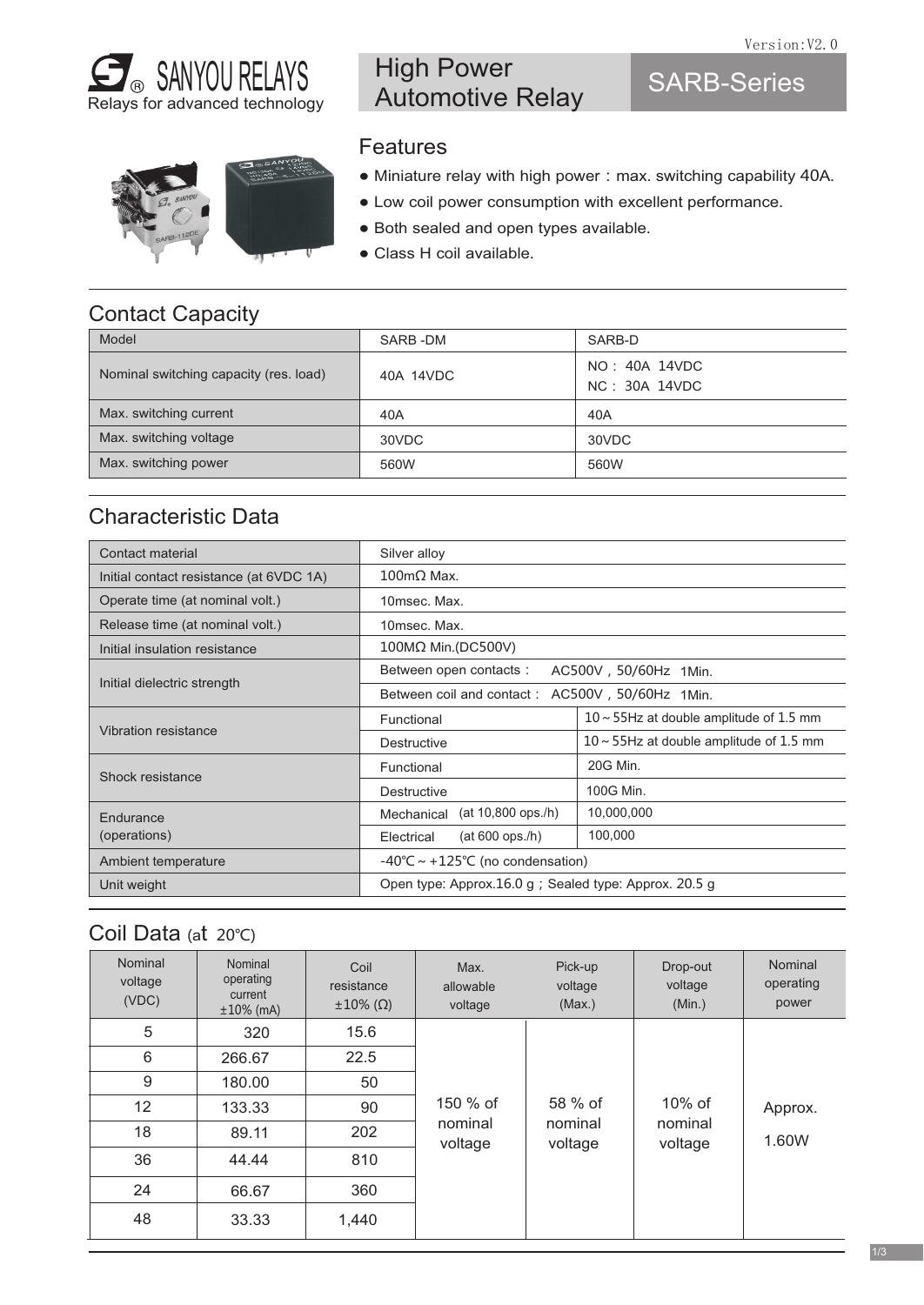Version:V2.0

SANYOU RELAYS
Relays for advanced technology

# High Power Automotive Relay

## SARB-Series

## Features

- Miniature relay with high power：max. switching capability 40A.
- Low coil power consumption with excellent performance.
- Both sealed and open types available.
- Class H coil available.

## Contact Capacity

| Model | SARB -DM | SARB-D |
|---|---|---|
| Nominal switching capacity (res. load) | 40A 14VDC | NO：40A 14VDC<br>NC：30A 14VDC |
| Max. switching current | 40A | 40A |
| Max. switching voltage | 30VDC | 30VDC |
| Max. switching power | 560W | 560W |

## Characteristic Data

| | | |
|---|---|---|
| Contact material | Silver alloy | |
| Initial contact resistance (at 6VDC 1A) | 100mΩ Max. | |
| Operate time (at nominal volt.) | 10msec. Max. | |
| Release time (at nominal volt.) | 10msec. Max. | |
| Initial insulation resistance | 100MΩ Min.(DC500V) | |
| Initial dielectric strength | Between open contacts： AC500V，50/60Hz 1Min. | |
| | Between coil and contact： AC500V，50/60Hz 1Min. | |
| Vibration resistance | Functional | 10～55Hz at double amplitude of 1.5 mm |
| | Destructive | 10～55Hz at double amplitude of 1.5 mm |
| Shock resistance | Functional | 20G Min. |
| | Destructive | 100G Min. |
| Endurance (operations) | Mechanical (at 10,800 ops./h) | 10,000,000 |
| | Electrical (at 600 ops./h) | 100,000 |
| Ambient temperature | -40℃～+125℃ (no condensation) | |
| Unit weight | Open type: Approx.16.0 g；Sealed type: Approx. 20.5 g | |

## Coil Data (at 20℃)

| Nominal voltage (VDC) | Nominal operating current ±10% (mA) | Coil resistance ±10% (Ω) | Max. allowable voltage | Pick-up voltage (Max.) | Drop-out voltage (Min.) | Nominal operating power |
|---|---|---|---|---|---|---|
| 5 | 320 | 15.6 | 150 % of nominal voltage | 58 % of nominal voltage | 10% of nominal voltage | Approx. 1.60W |
| 6 | 266.67 | 22.5 | | | | |
| 9 | 180.00 | 50 | | | | |
| 12 | 133.33 | 90 | | | | |
| 18 | 89.11 | 202 | | | | |
| 36 | 44.44 | 810 | | | | |
| 24 | 66.67 | 360 | | | | |
| 48 | 33.33 | 1,440 | | | | |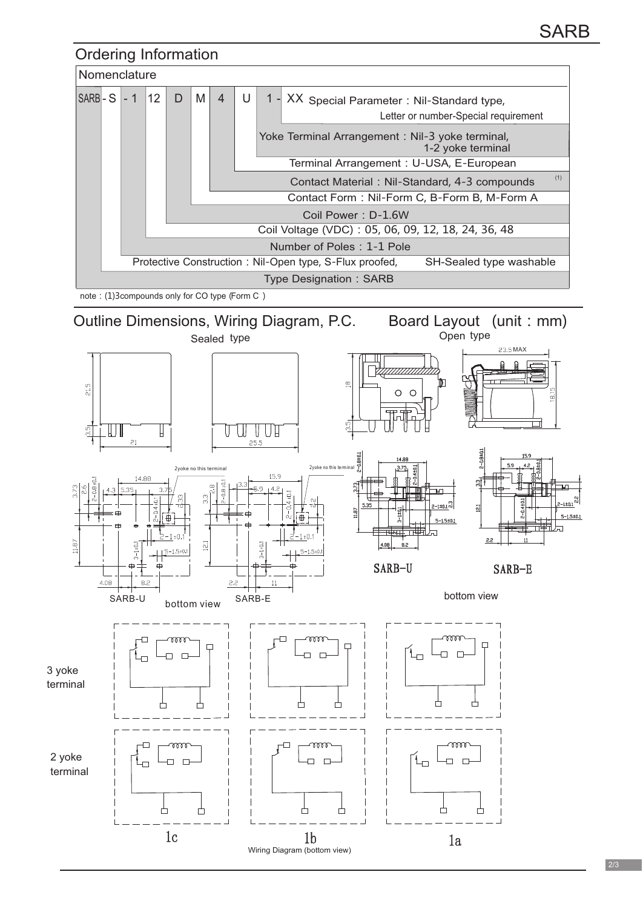## Ordering Information

### Nomenclature

SARB - S - 1 12 D M 4 U 1 - XX

| Code | Description |
|---|---|
| XX | Special Parameter：Nil-Standard type, Letter or number-Special requirement |
| 1 | Yoke Terminal Arrangement：Nil-3 yoke terminal, 1-2 yoke terminal |
| U | Terminal Arrangement：U-USA, E-European |
| 4 | Contact Material：Nil-Standard, 4-3 compounds (1) |
| M | Contact Form：Nil-Form C, B-Form B, M-Form A |
| D | Coil Power：D-1.6W |
| 12 | Coil Voltage (VDC)：05, 06, 09, 12, 18, 24, 36, 48 |
| 1 | Number of Poles：1-1 Pole |
| S | Protective Construction：Nil-Open type, S-Flux proofed, SH-Sealed type washable |
| SARB | Type Designation：SARB |

note：(1)3compounds only for CO type (Form C )

## Outline Dimensions, Wiring Diagram, P.C. Board Layout (unit：mm)

Sealed type

Open type

SARB-U bottom view SARB-E

SARB-U SARB-E bottom view

3 yoke terminal

2 yoke terminal

1c 1b 1a

Wiring Diagram (bottom view)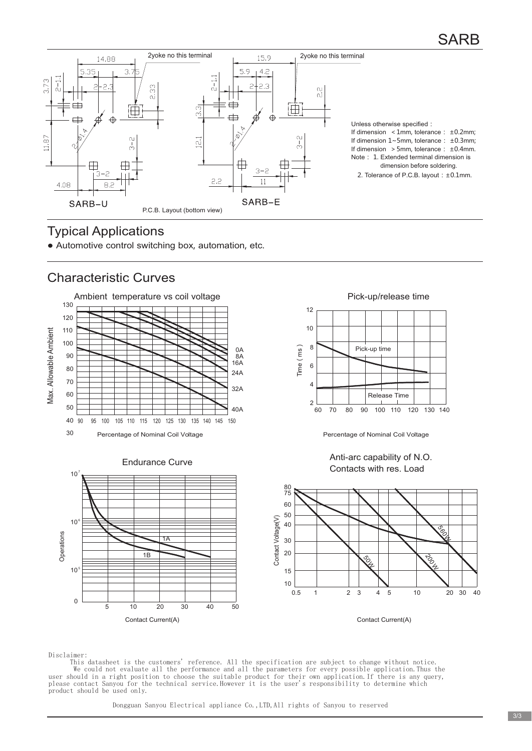SARB

2yoke no this terminal

14.88

5.35

3.75

3.73

2-1.1

2-2.3

2.33

11.87

2-Ø1.4

3-2

3-2

4.08

8.2

SARB-U

P.C.B. Layout (bottom view)

2yoke no this terminal

15.9

5.9

4.2

2-1.1

2-2.3

2.2

3.3

12.1

2-Ø1.4

3-2

3-2

2.2

11

SARB-E

Unless otherwise specified :
If dimension < 1mm, tolerance : ±0.2mm;
If dimension 1~5mm, tolerance : ±0.3mm;
If dimension > 5mm, tolerance : ±0.4mm.
Note : 1. Extended terminal dimension is dimension before soldering.
2. Tolerance of P.C.B. layout : ±0.1mm.

## Typical Applications

- Automotive control switching box, automation, etc.

## Characteristic Curves

Ambient temperature vs coil voltage

Max. Allowable Ambient

130, 120, 110, 100, 90, 80, 70, 60, 50, 40, 30

90, 95, 100, 105, 110, 115, 120, 125, 130, 135, 140, 145, 150

0A
8A
16A
24A
32A
40A

Percentage of Nominal Coil Voltage

Pick-up/release time

Time ( ms )

12, 10, 8, 6, 4, 2

60, 70, 80, 90, 100, 110, 120, 130, 140

Pick-up time

Release Time

Percentage of Nominal Coil Voltage

Endurance Curve

Operations

$10^7$, $10^6$, $10^5$, 0

5, 10, 20, 30, 40, 50

1A

1B

Contact Current(A)

Anti-arc capability of N.O. Contacts with res. Load

Contact Voltage(V)

80, 75, 60, 50, 40, 30, 20, 15, 10

0.5, 1, 2, 3, 4, 5, 10, 20, 30, 40

50W

200W

560W

Contact Current(A)

Disclaimer:
This datasheet is the customers' reference. All the specification are subject to change without notice.
We could not evaluate all the performance and all the parameters for every possible application.Thus the user should in a right position to choose the suitable product for their own application.If there is any query, please contact Sanyou for the technical service.However it is the user's responsibility to determine which product should be used only.

Dongguan Sanyou Electrical appliance Co.,LTD,All rights of Sanyou to reserved